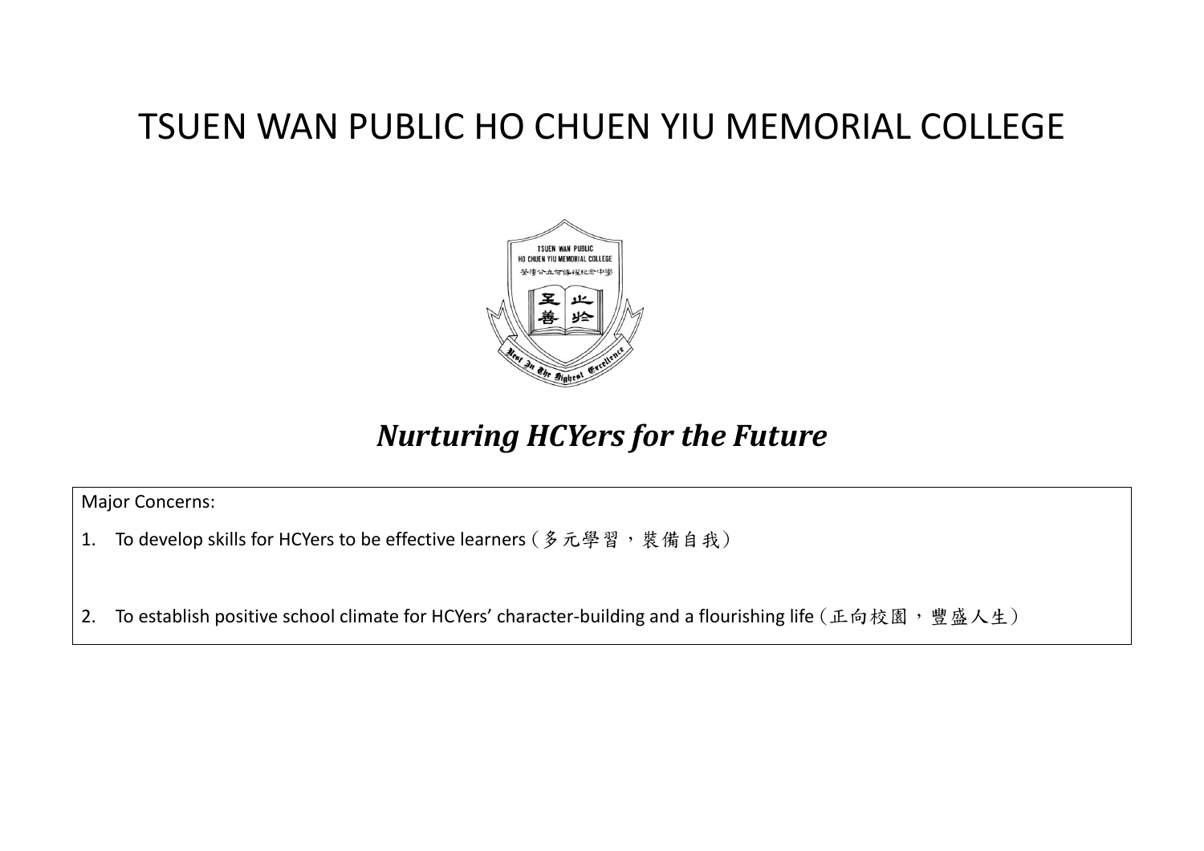# TSUEN WAN PUBLIC HO CHUEN YIU MEMORIAL COLLEGE

## *Nurturing HCYers for the Future*

Major Concerns:

1. To develop skills for HCYers to be effective learners (多元學習，裝備自我)

2. To establish positive school climate for HCYers' character-building and a flourishing life (正向校園，豐盛人生)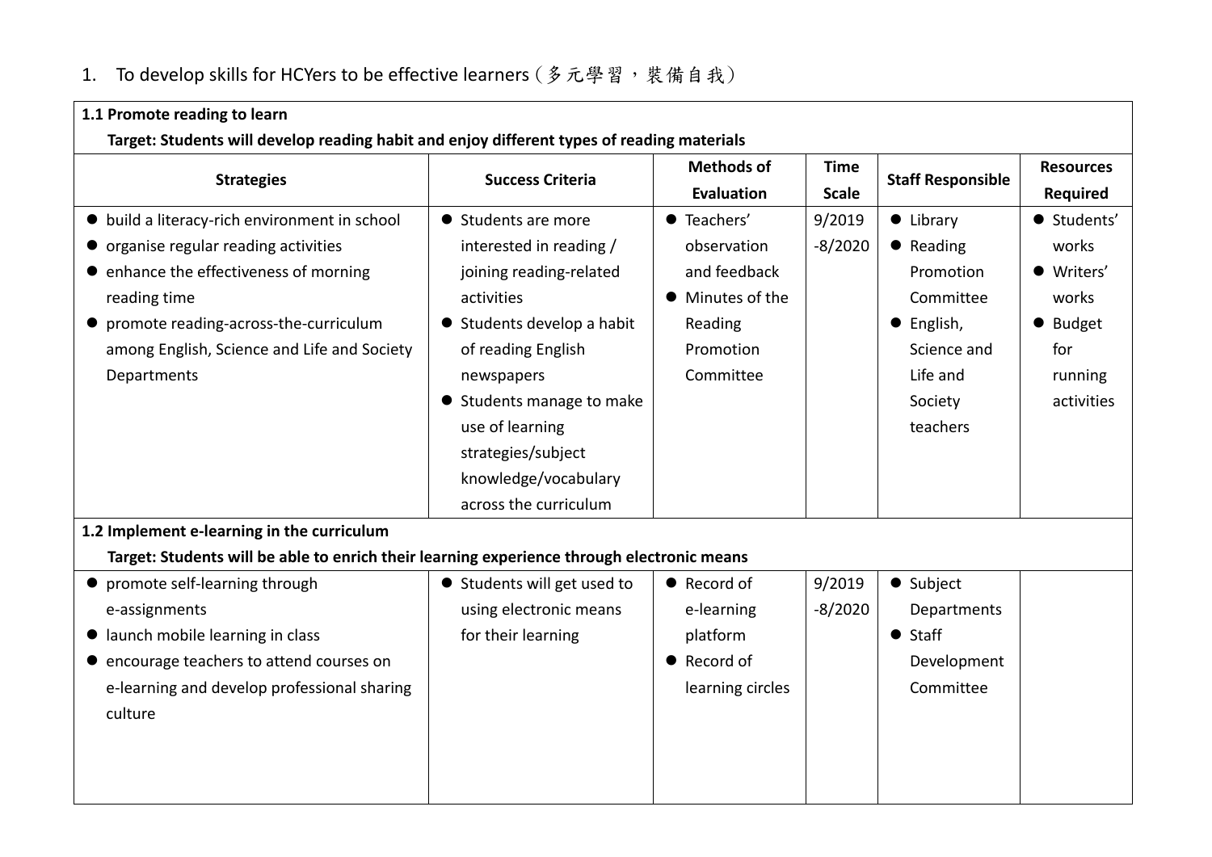1. To develop skills for HCYers to be effective learners（多元學習，裝備自我）

| Strategies | Success Criteria | Methods of Evaluation | Time Scale | Staff Responsible | Resources Required |
|---|---|---|---|---|---|
| **1.1 Promote reading to learn**<br>**Target: Students will develop reading habit and enjoy different types of reading materials** | | | | | |
| ● build a literacy-rich environment in school<br>● organise regular reading activities<br>● enhance the effectiveness of morning reading time<br>● promote reading-across-the-curriculum among English, Science and Life and Society Departments | ● Students are more interested in reading / joining reading-related activities<br>● Students develop a habit of reading English newspapers<br>● Students manage to make use of learning strategies/subject knowledge/vocabulary across the curriculum | ● Teachers' observation and feedback<br>● Minutes of the Reading Promotion Committee | 9/2019 -8/2020 | ● Library<br>● Reading Promotion Committee<br>● English, Science and Life and Society teachers | ● Students' works<br>● Writers' works<br>● Budget for running activities |
| **1.2 Implement e-learning in the curriculum**<br>**Target: Students will be able to enrich their learning experience through electronic means** | | | | | |
| ● promote self-learning through e-assignments<br>● launch mobile learning in class<br>● encourage teachers to attend courses on e-learning and develop professional sharing culture | ● Students will get used to using electronic means for their learning | ● Record of e-learning platform<br>● Record of learning circles | 9/2019 -8/2020 | ● Subject Departments<br>● Staff Development Committee | |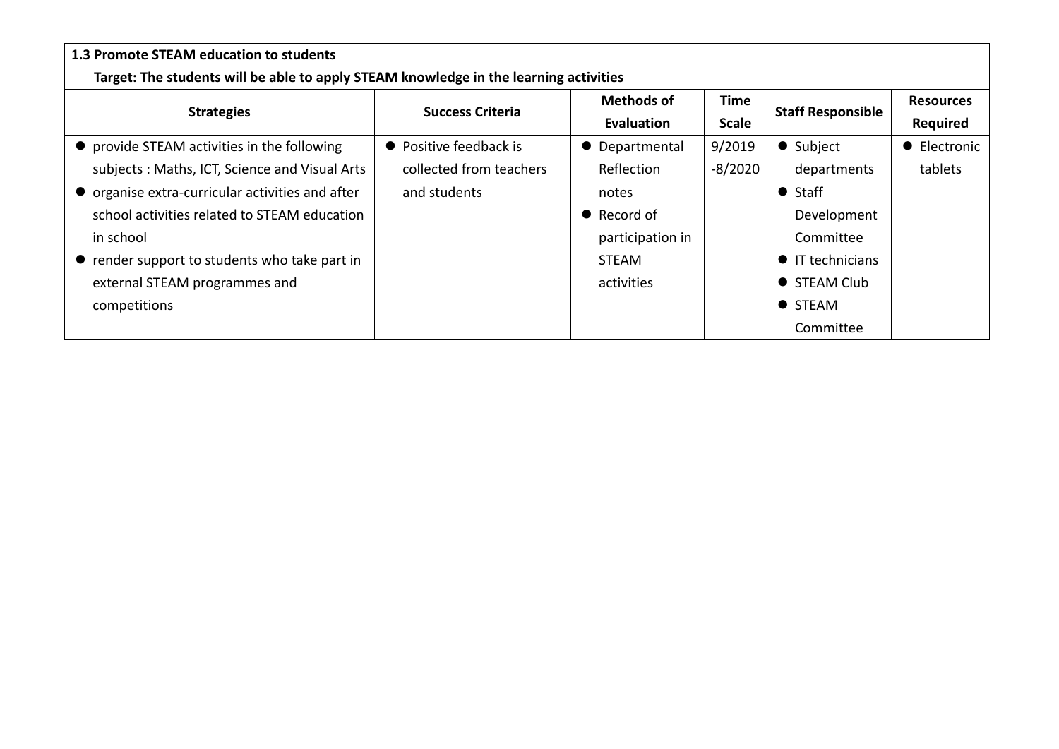**1.3 Promote STEAM education to students**

**Target: The students will be able to apply STEAM knowledge in the learning activities**

| Strategies | Success Criteria | Methods of Evaluation | Time Scale | Staff Responsible | Resources Required |
|---|---|---|---|---|---|
| ● provide STEAM activities in the following subjects : Maths, ICT, Science and Visual Arts<br>● organise extra-curricular activities and after school activities related to STEAM education in school<br>● render support to students who take part in external STEAM programmes and competitions | ● Positive feedback is collected from teachers and students | ● Departmental Reflection notes<br>● Record of participation in STEAM activities | 9/2019 -8/2020 | ● Subject departments<br>● Staff Development Committee<br>● IT technicians<br>● STEAM Club<br>● STEAM Committee | ● Electronic tablets |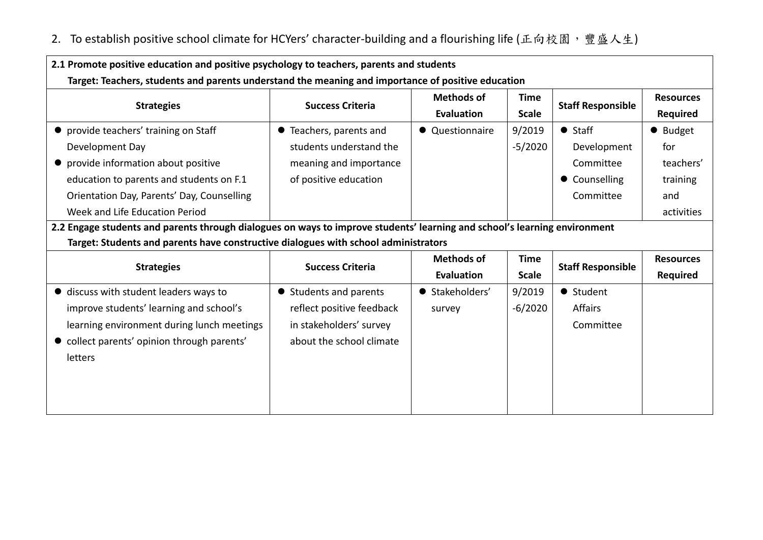2. To establish positive school climate for HCYers' character-building and a flourishing life (正向校園，豐盛人生)

**2.1 Promote positive education and positive psychology to teachers, parents and students**
**Target: Teachers, students and parents understand the meaning and importance of positive education**

| Strategies | Success Criteria | Methods of Evaluation | Time Scale | Staff Responsible | Resources Required |
|---|---|---|---|---|---|
| ● provide teachers' training on Staff Development Day<br>● provide information about positive education to parents and students on F.1 Orientation Day, Parents' Day, Counselling Week and Life Education Period | ● Teachers, parents and students understand the meaning and importance of positive education | ● Questionnaire | 9/2019 -5/2020 | ● Staff Development Committee<br>● Counselling Committee | ● Budget for teachers' training and activities |

**2.2 Engage students and parents through dialogues on ways to improve students' learning and school's learning environment**
**Target: Students and parents have constructive dialogues with school administrators**

| Strategies | Success Criteria | Methods of Evaluation | Time Scale | Staff Responsible | Resources Required |
|---|---|---|---|---|---|
| ● discuss with student leaders ways to improve students' learning and school's learning environment during lunch meetings<br>● collect parents' opinion through parents' letters | ● Students and parents reflect positive feedback in stakeholders' survey about the school climate | ● Stakeholders' survey | 9/2019 -6/2020 | ● Student Affairs Committee | |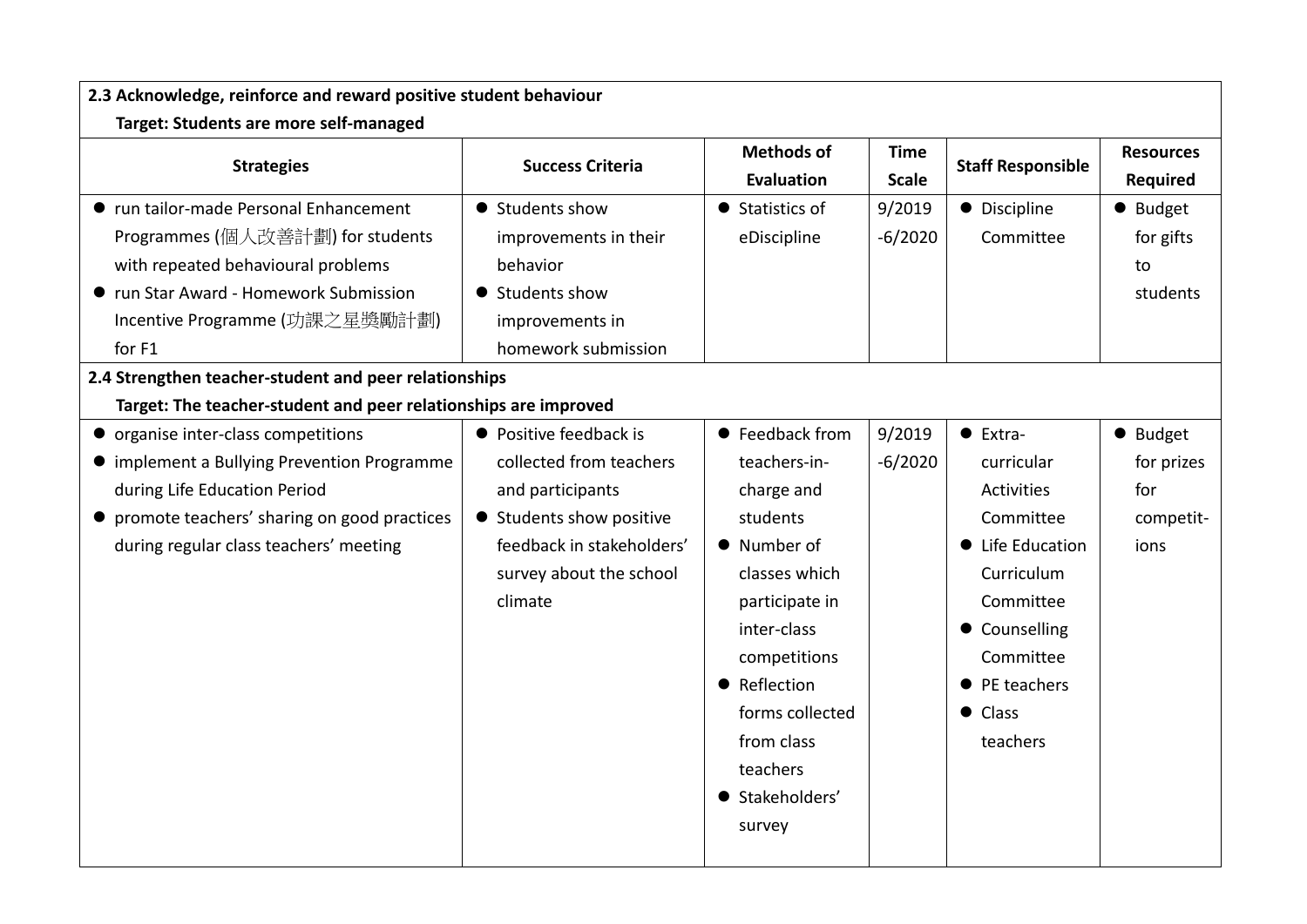| 2.3 Acknowledge, reinforce and reward positive student behaviour<br>Target: Students are more self-managed | | | | | |
|---|---|---|---|---|---|
| **Strategies** | **Success Criteria** | **Methods of Evaluation** | **Time Scale** | **Staff Responsible** | **Resources Required** |
| • run tailor-made Personal Enhancement Programmes (個人改善計劃) for students with repeated behavioural problems<br>• run Star Award - Homework Submission Incentive Programme (功課之星獎勵計劃) for F1 | • Students show improvements in their behavior<br>• Students show improvements in homework submission | • Statistics of eDiscipline | 9/2019 -6/2020 | • Discipline Committee | • Budget for gifts to students |
| **2.4 Strengthen teacher-student and peer relationships<br>Target: The teacher-student and peer relationships are improved** | | | | | |
| • organise inter-class competitions<br>• implement a Bullying Prevention Programme during Life Education Period<br>• promote teachers' sharing on good practices during regular class teachers' meeting | • Positive feedback is collected from teachers and participants<br>• Students show positive feedback in stakeholders' survey about the school climate | • Feedback from teachers-in-charge and students<br>• Number of classes which participate in inter-class competitions<br>• Reflection forms collected from class teachers<br>• Stakeholders' survey | 9/2019 -6/2020 | • Extra-curricular Activities Committee<br>• Life Education Curriculum Committee<br>• Counselling Committee<br>• PE teachers<br>• Class teachers | • Budget for prizes for competit-ions |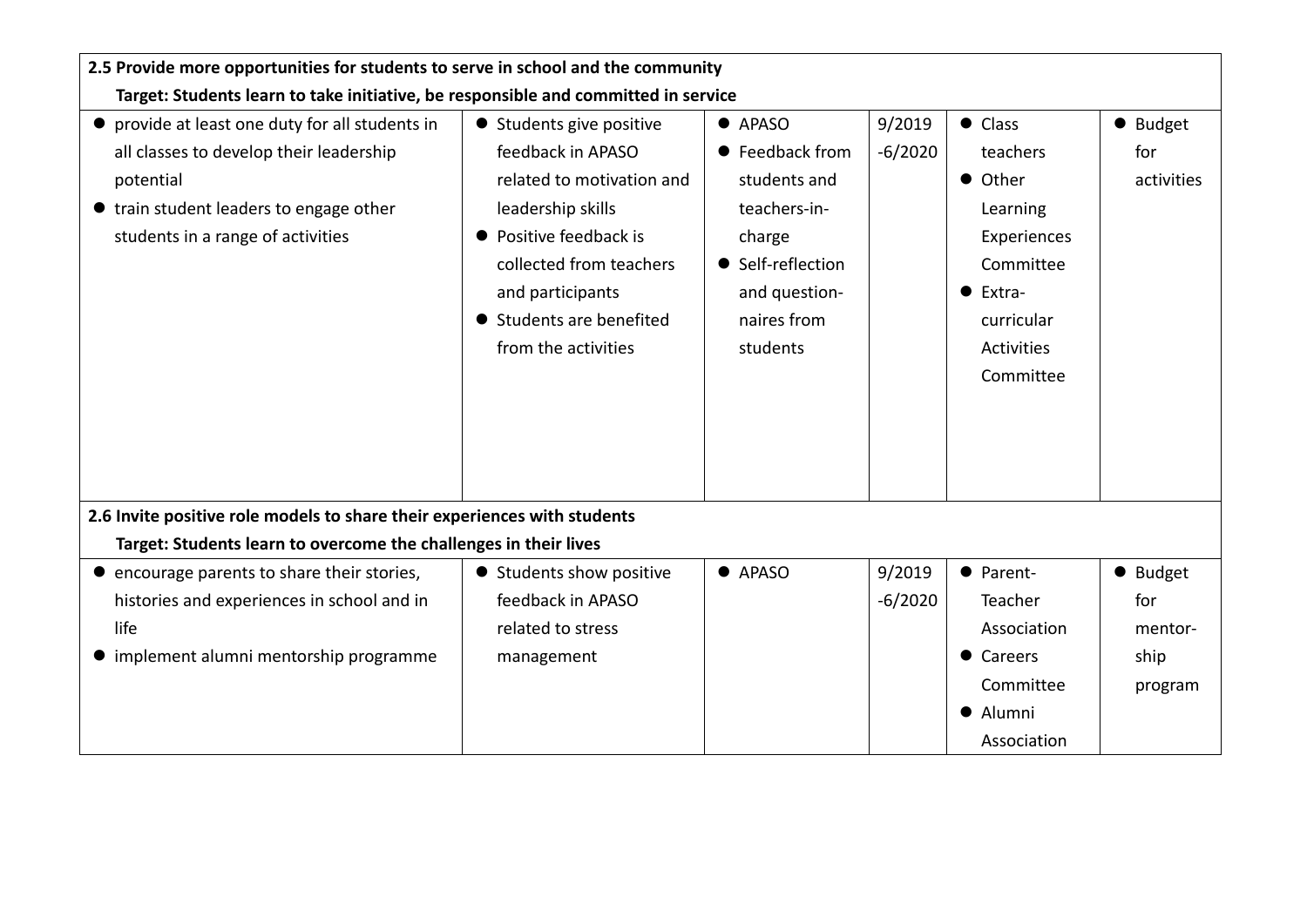| 2.5 Provide more opportunities for students to serve in school and the community<br>Target: Students learn to take initiative, be responsible and committed in service | | | | | |
|---|---|---|---|---|---|
| • provide at least one duty for all students in all classes to develop their leadership potential<br>• train student leaders to engage other students in a range of activities | • Students give positive feedback in APASO related to motivation and leadership skills<br>• Positive feedback is collected from teachers and participants<br>• Students are benefited from the activities | • APASO<br>• Feedback from students and teachers-in-charge<br>• Self-reflection and question-naires from students | 9/2019 -6/2020 | • Class teachers<br>• Other Learning Experiences Committee<br>• Extra-curricular Activities Committee | • Budget for activities |
| **2.6 Invite positive role models to share their experiences with students<br>Target: Students learn to overcome the challenges in their lives** | | | | | |
| • encourage parents to share their stories, histories and experiences in school and in life<br>• implement alumni mentorship programme | • Students show positive feedback in APASO related to stress management | • APASO | 9/2019 -6/2020 | • Parent-Teacher Association<br>• Careers Committee<br>• Alumni Association | • Budget for mentor-ship program |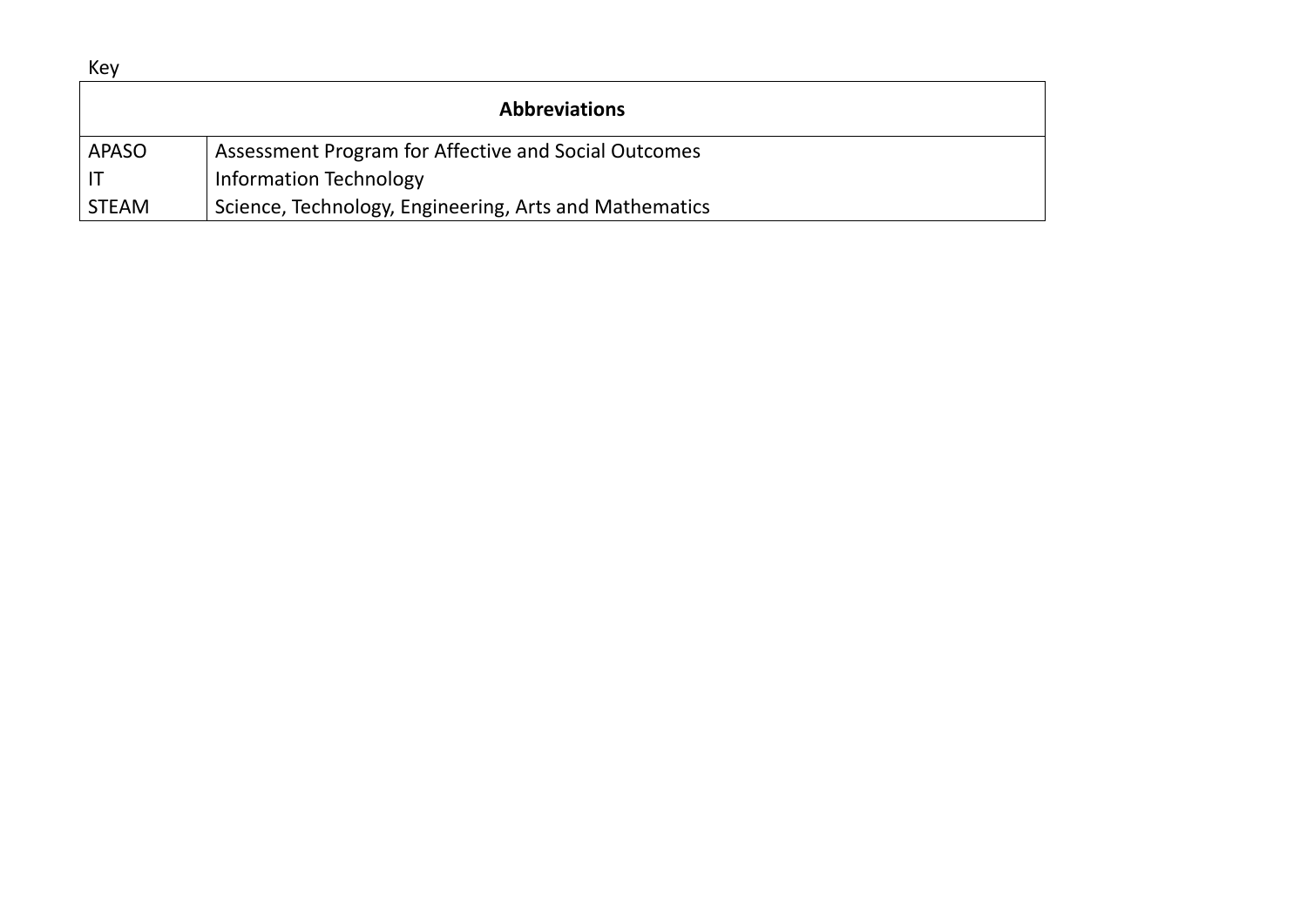Key

| Abbreviations | |
|---|---|
| APASO | Assessment Program for Affective and Social Outcomes |
| IT | Information Technology |
| STEAM | Science, Technology, Engineering, Arts and Mathematics |